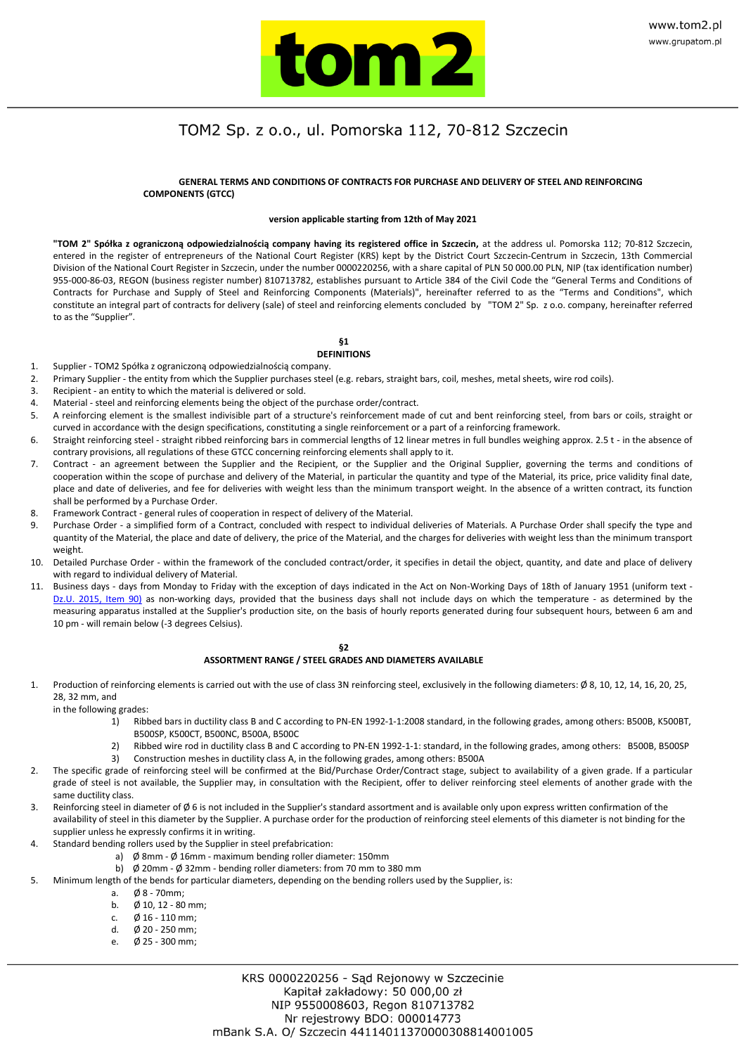# TOM2 Sp. z o.o., ul. Pomorska 112, 70-812 Szczecin

**GENERAL TERMS AND CONDITIONS OF CONTRACTS FOR PURCHASE AND DELIVERY OF STEEL AND REINFORCING COMPONENTS (GTCC)**

**version applicable starting from 12th of May 2021**

**"TOM 2" Spółka z ograniczoną odpowiedzialnością company having its registered office in Szczecin,** at the address ul. Pomorska 112; 70-812 Szczecin, entered in the register of entrepreneurs of the National Court Register (KRS) kept by the District Court Szczecin-Centrum in Szczecin, 13th Commercial Division of the National Court Register in Szczecin, under the number 0000220256, with a share capital of PLN 50 000.00 PLN, NIP (tax identification number) 955-000-86-03, REGON (business register number) 810713782, establishes pursuant to Article 384 of the Civil Code the "General Terms and Conditions of Contracts for Purchase and Supply of Steel and Reinforcing Components (Materials)", hereinafter referred to as the "Terms and Conditions", which constitute an integral part of contracts for delivery (sale) of steel and reinforcing elements concluded by "TOM 2" Sp. z o.o. company, hereinafter referred to as the "Supplier".

## §1
## DEFINITIONS

1. Supplier - TOM2 Spółka z ograniczoną odpowiedzialnością company.
2. Primary Supplier - the entity from which the Supplier purchases steel (e.g. rebars, straight bars, coil, meshes, metal sheets, wire rod coils).
3. Recipient - an entity to which the material is delivered or sold.
4. Material - steel and reinforcing elements being the object of the purchase order/contract.
5. A reinforcing element is the smallest indivisible part of a structure's reinforcement made of cut and bent reinforcing steel, from bars or coils, straight or curved in accordance with the design specifications, constituting a single reinforcement or a part of a reinforcing framework.
6. Straight reinforcing steel - straight ribbed reinforcing bars in commercial lengths of 12 linear metres in full bundles weighing approx. 2.5 t - in the absence of contrary provisions, all regulations of these GTCC concerning reinforcing elements shall apply to it.
7. Contract - an agreement between the Supplier and the Recipient, or the Supplier and the Original Supplier, governing the terms and conditions of cooperation within the scope of purchase and delivery of the Material, in particular the quantity and type of the Material, its price, price validity final date, place and date of deliveries, and fee for deliveries with weight less than the minimum transport weight. In the absence of a written contract, its function shall be performed by a Purchase Order.
8. Framework Contract - general rules of cooperation in respect of delivery of the Material.
9. Purchase Order - a simplified form of a Contract, concluded with respect to individual deliveries of Materials. A Purchase Order shall specify the type and quantity of the Material, the place and date of delivery, the price of the Material, and the charges for deliveries with weight less than the minimum transport weight.
10. Detailed Purchase Order - within the framework of the concluded contract/order, it specifies in detail the object, quantity, and date and place of delivery with regard to individual delivery of Material.
11. Business days - days from Monday to Friday with the exception of days indicated in the Act on Non-Working Days of 18th of January 1951 (uniform text - Dz.U. 2015, Item 90) as non-working days, provided that the business days shall not include days on which the temperature - as determined by the measuring apparatus installed at the Supplier's production site, on the basis of hourly reports generated during four subsequent hours, between 6 am and 10 pm - will remain below (-3 degrees Celsius).

## §2
## ASSORTMENT RANGE / STEEL GRADES AND DIAMETERS AVAILABLE

1. Production of reinforcing elements is carried out with the use of class 3N reinforcing steel, exclusively in the following diameters: Ø 8, 10, 12, 14, 16, 20, 25, 28, 32 mm, and in the following grades:
   1) Ribbed bars in ductility class B and C according to PN-EN 1992-1-1:2008 standard, in the following grades, among others: B500B, K500BT, B500SP, K500CT, B500NC, B500A, B500C
   2) Ribbed wire rod in ductility class B and C according to PN-EN 1992-1-1: standard, in the following grades, among others: B500B, B500SP
   3) Construction meshes in ductility class A, in the following grades, among others: B500A
2. The specific grade of reinforcing steel will be confirmed at the Bid/Purchase Order/Contract stage, subject to availability of a given grade. If a particular grade of steel is not available, the Supplier may, in consultation with the Recipient, offer to deliver reinforcing steel elements of another grade with the same ductility class.
3. Reinforcing steel in diameter of Ø 6 is not included in the Supplier's standard assortment and is available only upon express written confirmation of the availability of steel in this diameter by the Supplier. A purchase order for the production of reinforcing steel elements of this diameter is not binding for the supplier unless he expressly confirms it in writing.
4. Standard bending rollers used by the Supplier in steel prefabrication:
   a) Ø 8mm - Ø 16mm - maximum bending roller diameter: 150mm
   b) Ø 20mm - Ø 32mm - bending roller diameters: from 70 mm to 380 mm
5. Minimum length of the bends for particular diameters, depending on the bending rollers used by the Supplier, is:
   a. Ø 8 - 70mm;
   b. Ø 10, 12 - 80 mm;
   c. Ø 16 - 110 mm;
   d. Ø 20 - 250 mm;
   e. Ø 25 - 300 mm;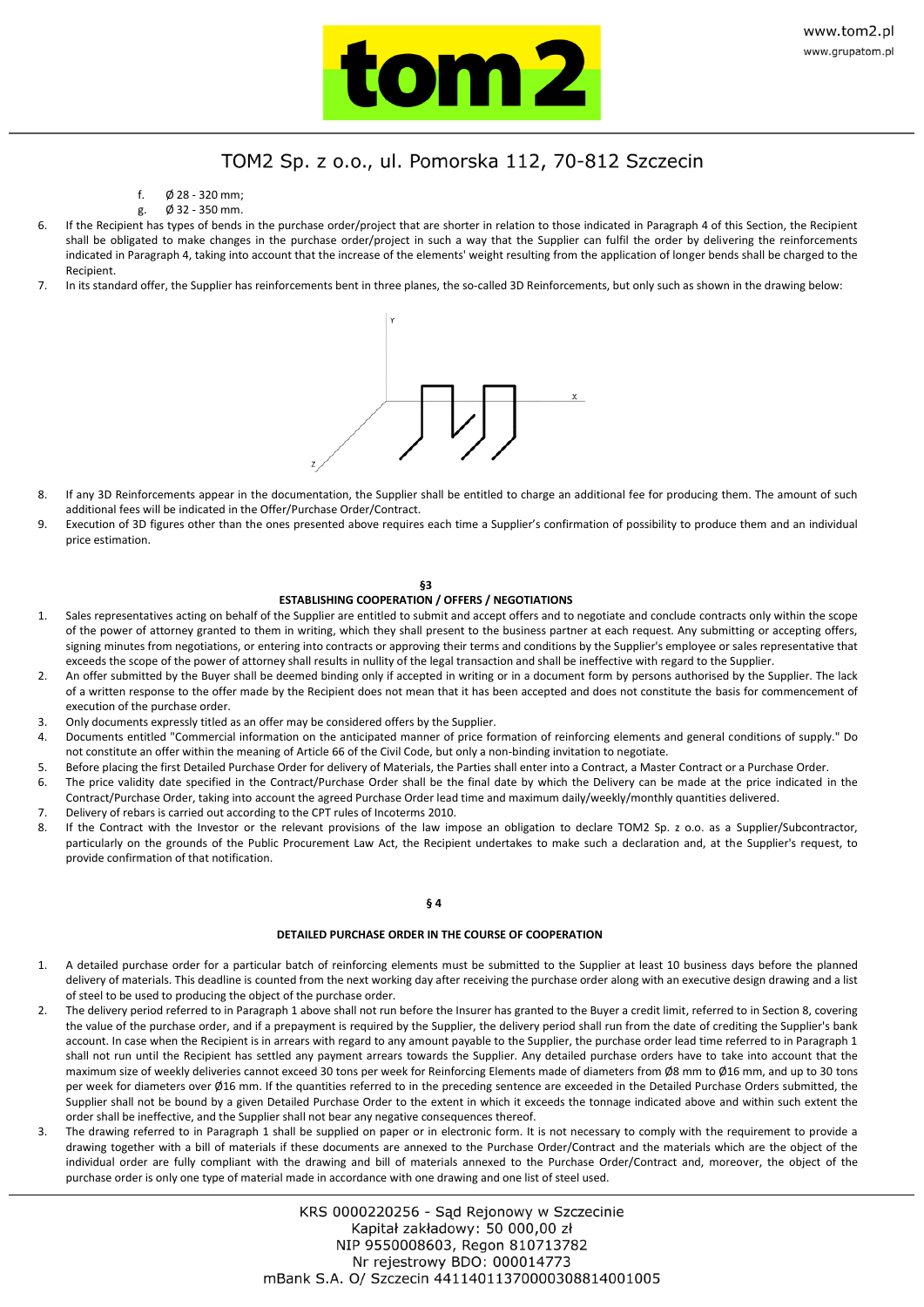f. Ø 28 - 320 mm;
g. Ø 32 - 350 mm.

6. If the Recipient has types of bends in the purchase order/project that are shorter in relation to those indicated in Paragraph 4 of this Section, the Recipient shall be obligated to make changes in the purchase order/project in such a way that the Supplier can fulfil the order by delivering the reinforcements indicated in Paragraph 4, taking into account that the increase of the elements' weight resulting from the application of longer bends shall be charged to the Recipient.
7. In its standard offer, the Supplier has reinforcements bent in three planes, the so-called 3D Reinforcements, but only such as shown in the drawing below:

8. If any 3D Reinforcements appear in the documentation, the Supplier shall be entitled to charge an additional fee for producing them. The amount of such additional fees will be indicated in the Offer/Purchase Order/Contract.
9. Execution of 3D figures other than the ones presented above requires each time a Supplier's confirmation of possibility to produce them and an individual price estimation.

## §3

### ESTABLISHING COOPERATION / OFFERS / NEGOTIATIONS

1. Sales representatives acting on behalf of the Supplier are entitled to submit and accept offers and to negotiate and conclude contracts only within the scope of the power of attorney granted to them in writing, which they shall present to the business partner at each request. Any submitting or accepting offers, signing minutes from negotiations, or entering into contracts or approving their terms and conditions by the Supplier's employee or sales representative that exceeds the scope of the power of attorney shall results in nullity of the legal transaction and shall be ineffective with regard to the Supplier.
2. An offer submitted by the Buyer shall be deemed binding only if accepted in writing or in a document form by persons authorised by the Supplier. The lack of a written response to the offer made by the Recipient does not mean that it has been accepted and does not constitute the basis for commencement of execution of the purchase order.
3. Only documents expressly titled as an offer may be considered offers by the Supplier.
4. Documents entitled "Commercial information on the anticipated manner of price formation of reinforcing elements and general conditions of supply." Do not constitute an offer within the meaning of Article 66 of the Civil Code, but only a non-binding invitation to negotiate.
5. Before placing the first Detailed Purchase Order for delivery of Materials, the Parties shall enter into a Contract, a Master Contract or a Purchase Order.
6. The price validity date specified in the Contract/Purchase Order shall be the final date by which the Delivery can be made at the price indicated in the Contract/Purchase Order, taking into account the agreed Purchase Order lead time and maximum daily/weekly/monthly quantities delivered.
7. Delivery of rebars is carried out according to the CPT rules of Incoterms 2010.
8. If the Contract with the Investor or the relevant provisions of the law impose an obligation to declare TOM2 Sp. z o.o. as a Supplier/Subcontractor, particularly on the grounds of the Public Procurement Law Act, the Recipient undertakes to make such a declaration and, at the Supplier's request, to provide confirmation of that notification.

## § 4

### DETAILED PURCHASE ORDER IN THE COURSE OF COOPERATION

1. A detailed purchase order for a particular batch of reinforcing elements must be submitted to the Supplier at least 10 business days before the planned delivery of materials. This deadline is counted from the next working day after receiving the purchase order along with an executive design drawing and a list of steel to be used to producing the object of the purchase order.
2. The delivery period referred to in Paragraph 1 above shall not run before the Insurer has granted to the Buyer a credit limit, referred to in Section 8, covering the value of the purchase order, and if a prepayment is required by the Supplier, the delivery period shall run from the date of crediting the Supplier's bank account. In case when the Recipient is in arrears with regard to any amount payable to the Supplier, the purchase order lead time referred to in Paragraph 1 shall not run until the Recipient has settled any payment arrears towards the Supplier. Any detailed purchase orders have to take into account that the maximum size of weekly deliveries cannot exceed 30 tons per week for Reinforcing Elements made of diameters from Ø8 mm to Ø16 mm, and up to 30 tons per week for diameters over Ø16 mm. If the quantities referred to in the preceding sentence are exceeded in the Detailed Purchase Orders submitted, the Supplier shall not be bound by a given Detailed Purchase Order to the extent in which it exceeds the tonnage indicated above and within such extent the order shall be ineffective, and the Supplier shall not bear any negative consequences thereof.
3. The drawing referred to in Paragraph 1 shall be supplied on paper or in electronic form. It is not necessary to comply with the requirement to provide a drawing together with a bill of materials if these documents are annexed to the Purchase Order/Contract and the materials which are the object of the individual order are fully compliant with the drawing and bill of materials annexed to the Purchase Order/Contract and, moreover, the object of the purchase order is only one type of material made in accordance with one drawing and one list of steel used.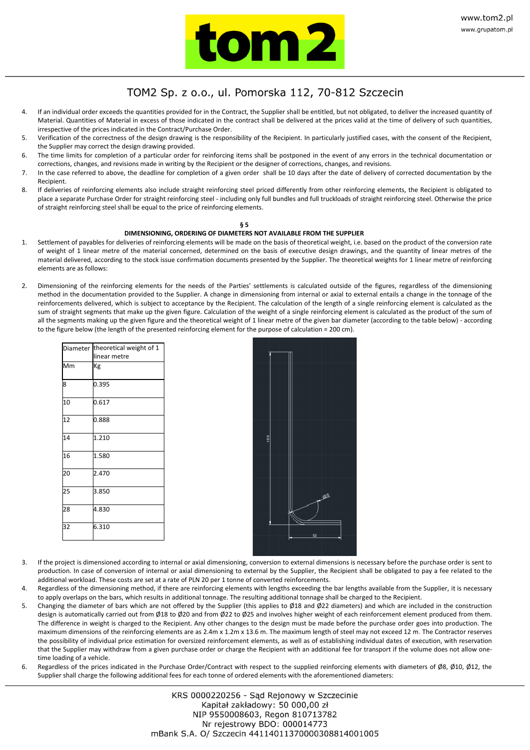TOM2 Sp. z o.o., ul. Pomorska 112, 70-812 Szczecin

4. If an individual order exceeds the quantities provided for in the Contract, the Supplier shall be entitled, but not obligated, to deliver the increased quantity of Material. Quantities of Material in excess of those indicated in the contract shall be delivered at the prices valid at the time of delivery of such quantities, irrespective of the prices indicated in the Contract/Purchase Order.
5. Verification of the correctness of the design drawing is the responsibility of the Recipient. In particularly justified cases, with the consent of the Recipient, the Supplier may correct the design drawing provided.
6. The time limits for completion of a particular order for reinforcing items shall be postponed in the event of any errors in the technical documentation or corrections, changes, and revisions made in writing by the Recipient or the designer of corrections, changes, and revisions.
7. In the case referred to above, the deadline for completion of a given order shall be 10 days after the date of delivery of corrected documentation by the Recipient.
8. If deliveries of reinforcing elements also include straight reinforcing steel priced differently from other reinforcing elements, the Recipient is obligated to place a separate Purchase Order for straight reinforcing steel - including only full bundles and full truckloads of straight reinforcing steel. Otherwise the price of straight reinforcing steel shall be equal to the price of reinforcing elements.

**§ 5**

**DIMENSIONING, ORDERING OF DIAMETERS NOT AVAILABLE FROM THE SUPPLIER**

1. Settlement of payables for deliveries of reinforcing elements will be made on the basis of theoretical weight, i.e. based on the product of the conversion rate of weight of 1 linear metre of the material concerned, determined on the basis of executive design drawings, and the quantity of linear metres of the material delivered, according to the stock issue confirmation documents presented by the Supplier. The theoretical weights for 1 linear metre of reinforcing elements are as follows:

2. Dimensioning of the reinforcing elements for the needs of the Parties' settlements is calculated outside of the figures, regardless of the dimensioning method in the documentation provided to the Supplier. A change in dimensioning from internal or axial to external entails a change in the tonnage of the reinforcements delivered, which is subject to acceptance by the Recipient. The calculation of the length of a single reinforcing element is calculated as the sum of straight segments that make up the given figure. Calculation of the weight of a single reinforcing element is calculated as the product of the sum of all the segments making up the given figure and the theoretical weight of 1 linear metre of the given bar diameter (according to the table below) - according to the figure below (the length of the presented reinforcing element for the purpose of calculation = 200 cm).

| Diameter | theoretical weight of 1 linear metre |
|---|---|
| Mm | Kg |
| 8 | 0.395 |
| 10 | 0.617 |
| 12 | 0.888 |
| 14 | 1.210 |
| 16 | 1.580 |
| 20 | 2.470 |
| 25 | 3.850 |
| 28 | 4.830 |
| 32 | 6.310 |

3. If the project is dimensioned according to internal or axial dimensioning, conversion to external dimensions is necessary before the purchase order is sent to production. In case of conversion of internal or axial dimensioning to external by the Supplier, the Recipient shall be obligated to pay a fee related to the additional workload. These costs are set at a rate of PLN 20 per 1 tonne of converted reinforcements.
4. Regardless of the dimensioning method, if there are reinforcing elements with lengths exceeding the bar lengths available from the Supplier, it is necessary to apply overlaps on the bars, which results in additional tonnage. The resulting additional tonnage shall be charged to the Recipient.
5. Changing the diameter of bars which are not offered by the Supplier (this applies to Ø18 and Ø22 diameters) and which are included in the construction design is automatically carried out from Ø18 to Ø20 and from Ø22 to Ø25 and involves higher weight of each reinforcement element produced from them. The difference in weight is charged to the Recipient. Any other changes to the design must be made before the purchase order goes into production. The maximum dimensions of the reinforcing elements are as 2.4m x 1.2m x 13.6 m. The maximum length of steel may not exceed 12 m. The Contractor reserves the possibility of individual price estimation for oversized reinforcement elements, as well as of establishing individual dates of execution, with reservation that the Supplier may withdraw from a given purchase order or charge the Recipient with an additional fee for transport if the volume does not allow one-time loading of a vehicle.
6. Regardless of the prices indicated in the Purchase Order/Contract with respect to the supplied reinforcing elements with diameters of Ø8, Ø10, Ø12, the Supplier shall charge the following additional fees for each tonne of ordered elements with the aforementioned diameters: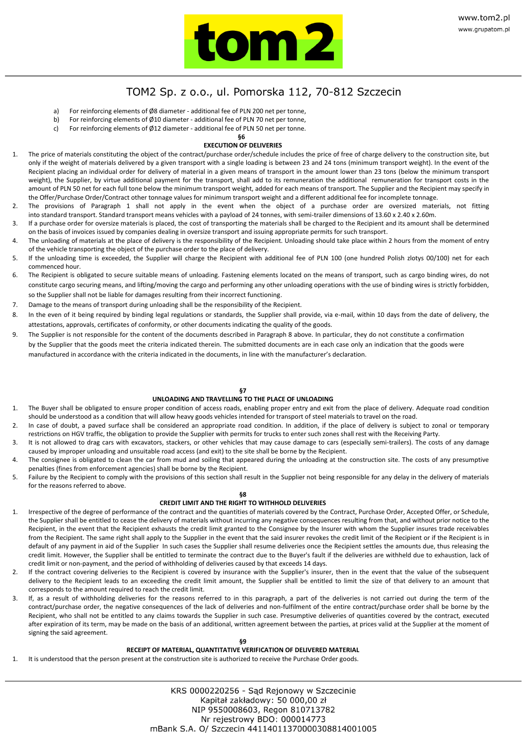a) For reinforcing elements of Ø8 diameter - additional fee of PLN 200 net per tonne,
b) For reinforcing elements of Ø10 diameter - additional fee of PLN 70 net per tonne,
c) For reinforcing elements of Ø12 diameter - additional fee of PLN 50 net per tonne.

## §6
## EXECUTION OF DELIVERIES

1. The price of materials constituting the object of the contract/purchase order/schedule includes the price of free of charge delivery to the construction site, but only if the weight of materials delivered by a given transport with a single loading is between 23 and 24 tons (minimum transport weight). In the event of the Recipient placing an individual order for delivery of material in a given means of transport in the amount lower than 23 tons (below the minimum transport weight), the Supplier, by virtue additional payment for the transport, shall add to its remuneration the additional remuneration for transport costs in the amount of PLN 50 net for each full tone below the minimum transport weight, added for each means of transport. The Supplier and the Recipient may specify in the Offer/Purchase Order/Contract other tonnage values for minimum transport weight and a different additional fee for incomplete tonnage.
2. The provisions of Paragraph 1 shall not apply in the event when the object of a purchase order are oversized materials, not fitting into standard transport. Standard transport means vehicles with a payload of 24 tonnes, with semi-trailer dimensions of 13.60 x 2.40 x 2.60m.
3. If a purchase order for oversize materials is placed, the cost of transporting the materials shall be charged to the Recipient and its amount shall be determined on the basis of invoices issued by companies dealing in oversize transport and issuing appropriate permits for such transport.
4. The unloading of materials at the place of delivery is the responsibility of the Recipient. Unloading should take place within 2 hours from the moment of entry of the vehicle transporting the object of the purchase order to the place of delivery.
5. If the unloading time is exceeded, the Supplier will charge the Recipient with additional fee of PLN 100 (one hundred Polish zlotys 00/100) net for each commenced hour.
6. The Recipient is obligated to secure suitable means of unloading. Fastening elements located on the means of transport, such as cargo binding wires, do not constitute cargo securing means, and lifting/moving the cargo and performing any other unloading operations with the use of binding wires is strictly forbidden, so the Supplier shall not be liable for damages resulting from their incorrect functioning.
7. Damage to the means of transport during unloading shall be the responsibility of the Recipient.
8. In the even of it being required by binding legal regulations or standards, the Supplier shall provide, via e-mail, within 10 days from the date of delivery, the attestations, approvals, certificates of conformity, or other documents indicating the quality of the goods.
9. The Supplier is not responsible for the content of the documents described in Paragraph 8 above. In particular, they do not constitute a confirmation by the Supplier that the goods meet the criteria indicated therein. The submitted documents are in each case only an indication that the goods were manufactured in accordance with the criteria indicated in the documents, in line with the manufacturer's declaration.

## §7
## UNLOADING AND TRAVELLING TO THE PLACE OF UNLOADING

1. The Buyer shall be obligated to ensure proper condition of access roads, enabling proper entry and exit from the place of delivery. Adequate road condition should be understood as a condition that will allow heavy goods vehicles intended for transport of steel materials to travel on the road.
2. In case of doubt, a paved surface shall be considered an appropriate road condition. In addition, if the place of delivery is subject to zonal or temporary restrictions on HGV traffic, the obligation to provide the Supplier with permits for trucks to enter such zones shall rest with the Receiving Party.
3. It is not allowed to drag cars with excavators, stackers, or other vehicles that may cause damage to cars (especially semi-trailers). The costs of any damage caused by improper unloading and unsuitable road access (and exit) to the site shall be borne by the Recipient.
4. The consignee is obligated to clean the car from mud and soiling that appeared during the unloading at the construction site. The costs of any presumptive penalties (fines from enforcement agencies) shall be borne by the Recipient.
5. Failure by the Recipient to comply with the provisions of this section shall result in the Supplier not being responsible for any delay in the delivery of materials for the reasons referred to above.

## §8
## CREDIT LIMIT AND THE RIGHT TO WITHHOLD DELIVERIES

1. Irrespective of the degree of performance of the contract and the quantities of materials covered by the Contract, Purchase Order, Accepted Offer, or Schedule, the Supplier shall be entitled to cease the delivery of materials without incurring any negative consequences resulting from that, and without prior notice to the Recipient, in the event that the Recipient exhausts the credit limit granted to the Consignee by the Insurer with whom the Supplier insures trade receivables from the Recipient. The same right shall apply to the Supplier in the event that the said insurer revokes the credit limit of the Recipient or if the Recipient is in default of any payment in aid of the Supplier In such cases the Supplier shall resume deliveries once the Recipient settles the amounts due, thus releasing the credit limit. However, the Supplier shall be entitled to terminate the contract due to the Buyer's fault if the deliveries are withheld due to exhaustion, lack of credit limit or non-payment, and the period of withholding of deliveries caused by that exceeds 14 days.
2. If the contract covering deliveries to the Recipient is covered by insurance with the Supplier's insurer, then in the event that the value of the subsequent delivery to the Recipient leads to an exceeding the credit limit amount, the Supplier shall be entitled to limit the size of that delivery to an amount that corresponds to the amount required to reach the credit limit.
3. If, as a result of withholding deliveries for the reasons referred to in this paragraph, a part of the deliveries is not carried out during the term of the contract/purchase order, the negative consequences of the lack of deliveries and non-fulfilment of the entire contract/purchase order shall be borne by the Recipient, who shall not be entitled to any claims towards the Supplier in such case. Presumptive deliveries of quantities covered by the contract, executed after expiration of its term, may be made on the basis of an additional, written agreement between the parties, at prices valid at the Supplier at the moment of signing the said agreement.

## §9
## RECEIPT OF MATERIAL, QUANTITATIVE VERIFICATION OF DELIVERED MATERIAL

1. It is understood that the person present at the construction site is authorized to receive the Purchase Order goods.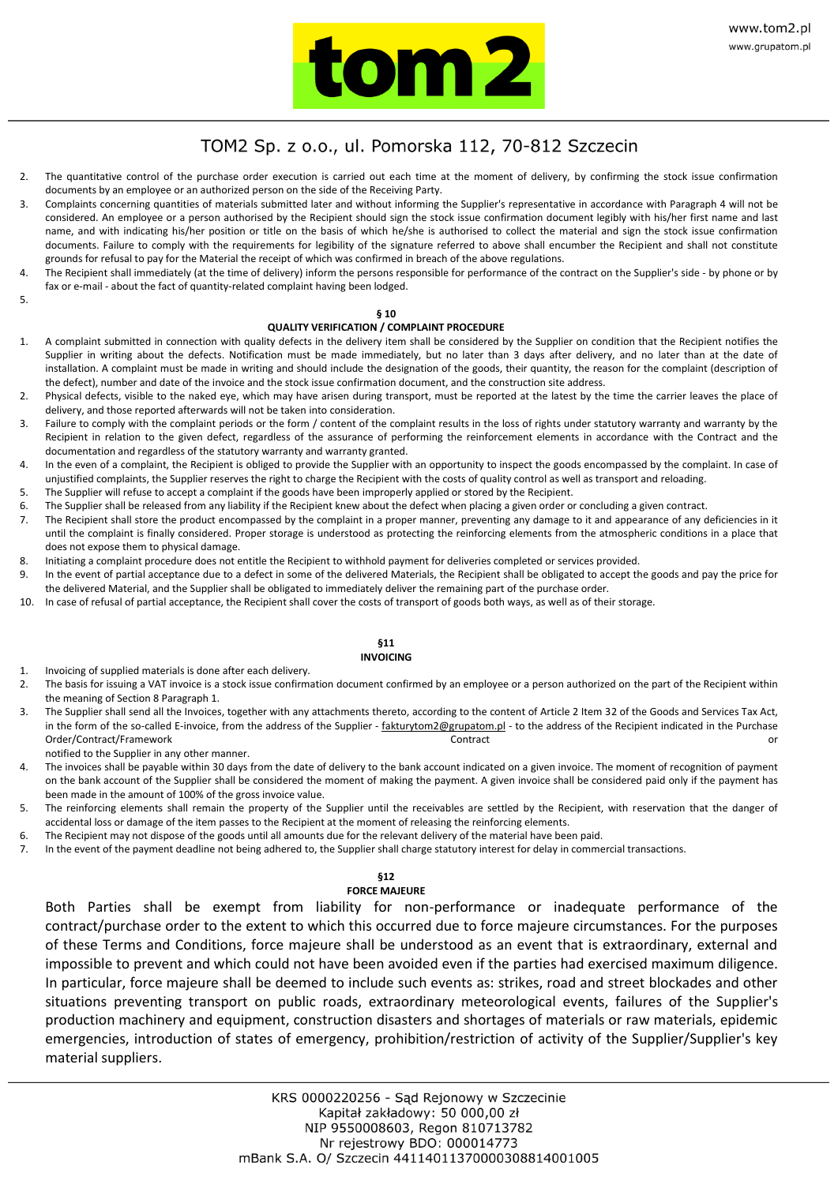2. The quantitative control of the purchase order execution is carried out each time at the moment of delivery, by confirming the stock issue confirmation documents by an employee or an authorized person on the side of the Receiving Party.
3. Complaints concerning quantities of materials submitted later and without informing the Supplier's representative in accordance with Paragraph 4 will not be considered. An employee or a person authorised by the Recipient should sign the stock issue confirmation document legibly with his/her first name and last name, and with indicating his/her position or title on the basis of which he/she is authorised to collect the material and sign the stock issue confirmation documents. Failure to comply with the requirements for legibility of the signature referred to above shall encumber the Recipient and shall not constitute grounds for refusal to pay for the Material the receipt of which was confirmed in breach of the above regulations.
4. The Recipient shall immediately (at the time of delivery) inform the persons responsible for performance of the contract on the Supplier's side - by phone or by fax or e-mail - about the fact of quantity-related complaint having been lodged.
5.

### § 10
### QUALITY VERIFICATION / COMPLAINT PROCEDURE

1. A complaint submitted in connection with quality defects in the delivery item shall be considered by the Supplier on condition that the Recipient notifies the Supplier in writing about the defects. Notification must be made immediately, but no later than 3 days after delivery, and no later than at the date of installation. A complaint must be made in writing and should include the designation of the goods, their quantity, the reason for the complaint (description of the defect), number and date of the invoice and the stock issue confirmation document, and the construction site address.
2. Physical defects, visible to the naked eye, which may have arisen during transport, must be reported at the latest by the time the carrier leaves the place of delivery, and those reported afterwards will not be taken into consideration.
3. Failure to comply with the complaint periods or the form / content of the complaint results in the loss of rights under statutory warranty and warranty by the Recipient in relation to the given defect, regardless of the assurance of performing the reinforcement elements in accordance with the Contract and the documentation and regardless of the statutory warranty and warranty granted.
4. In the even of a complaint, the Recipient is obliged to provide the Supplier with an opportunity to inspect the goods encompassed by the complaint. In case of unjustified complaints, the Supplier reserves the right to charge the Recipient with the costs of quality control as well as transport and reloading.
5. The Supplier will refuse to accept a complaint if the goods have been improperly applied or stored by the Recipient.
6. The Supplier shall be released from any liability if the Recipient knew about the defect when placing a given order or concluding a given contract.
7. The Recipient shall store the product encompassed by the complaint in a proper manner, preventing any damage to it and appearance of any deficiencies in it until the complaint is finally considered. Proper storage is understood as protecting the reinforcing elements from the atmospheric conditions in a place that does not expose them to physical damage.
8. Initiating a complaint procedure does not entitle the Recipient to withhold payment for deliveries completed or services provided.
9. In the event of partial acceptance due to a defect in some of the delivered Materials, the Recipient shall be obligated to accept the goods and pay the price for the delivered Material, and the Supplier shall be obligated to immediately deliver the remaining part of the purchase order.
10. In case of refusal of partial acceptance, the Recipient shall cover the costs of transport of goods both ways, as well as of their storage.

### §11
### INVOICING

1. Invoicing of supplied materials is done after each delivery.
2. The basis for issuing a VAT invoice is a stock issue confirmation document confirmed by an employee or a person authorized on the part of the Recipient within the meaning of Section 8 Paragraph 1.
3. The Supplier shall send all the Invoices, together with any attachments thereto, according to the content of Article 2 Item 32 of the Goods and Services Tax Act, in the form of the so-called E-invoice, from the address of the Supplier - fakturytom2@grupatom.pl - to the address of the Recipient indicated in the Purchase Order/Contract/Framework Contract or notified to the Supplier in any other manner.
4. The invoices shall be payable within 30 days from the date of delivery to the bank account indicated on a given invoice. The moment of recognition of payment on the bank account of the Supplier shall be considered the moment of making the payment. A given invoice shall be considered paid only if the payment has been made in the amount of 100% of the gross invoice value.
5. The reinforcing elements shall remain the property of the Supplier until the receivables are settled by the Recipient, with reservation that the danger of accidental loss or damage of the item passes to the Recipient at the moment of releasing the reinforcing elements.
6. The Recipient may not dispose of the goods until all amounts due for the relevant delivery of the material have been paid.
7. In the event of the payment deadline not being adhered to, the Supplier shall charge statutory interest for delay in commercial transactions.

### §12
### FORCE MAJEURE

Both Parties shall be exempt from liability for non-performance or inadequate performance of the contract/purchase order to the extent to which this occurred due to force majeure circumstances. For the purposes of these Terms and Conditions, force majeure shall be understood as an event that is extraordinary, external and impossible to prevent and which could not have been avoided even if the parties had exercised maximum diligence. In particular, force majeure shall be deemed to include such events as: strikes, road and street blockades and other situations preventing transport on public roads, extraordinary meteorological events, failures of the Supplier's production machinery and equipment, construction disasters and shortages of materials or raw materials, epidemic emergencies, introduction of states of emergency, prohibition/restriction of activity of the Supplier/Supplier's key material suppliers.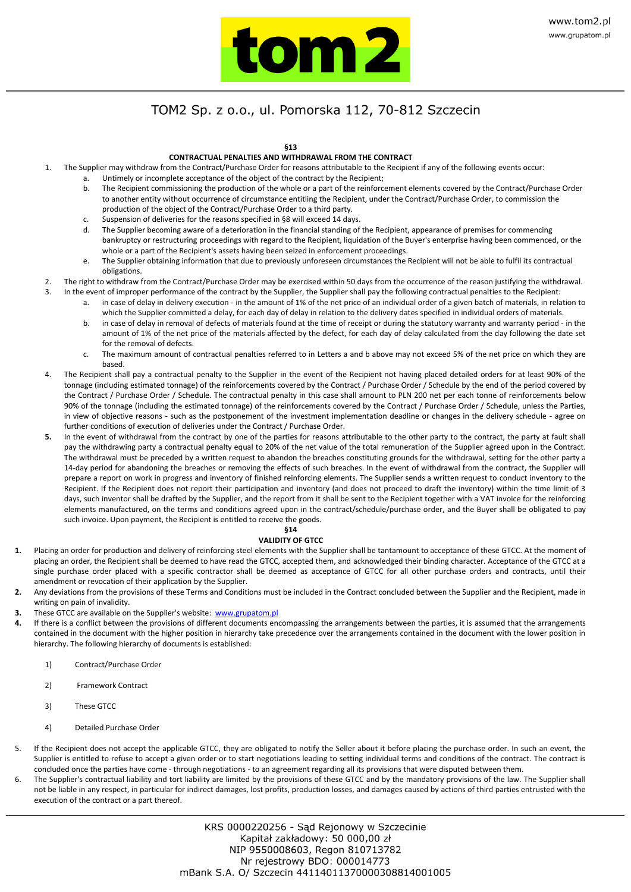## §13

### CONTRACTUAL PENALTIES AND WITHDRAWAL FROM THE CONTRACT

1. The Supplier may withdraw from the Contract/Purchase Order for reasons attributable to the Recipient if any of the following events occur:
   a. Untimely or incomplete acceptance of the object of the contract by the Recipient;
   b. The Recipient commissioning the production of the whole or a part of the reinforcement elements covered by the Contract/Purchase Order to another entity without occurrence of circumstance entitling the Recipient, under the Contract/Purchase Order, to commission the production of the object of the Contract/Purchase Order to a third party.
   c. Suspension of deliveries for the reasons specified in §8 will exceed 14 days.
   d. The Supplier becoming aware of a deterioration in the financial standing of the Recipient, appearance of premises for commencing bankruptcy or restructuring proceedings with regard to the Recipient, liquidation of the Buyer's enterprise having been commenced, or the whole or a part of the Recipient's assets having been seized in enforcement proceedings.
   e. The Supplier obtaining information that due to previously unforeseen circumstances the Recipient will not be able to fulfil its contractual obligations.
2. The right to withdraw from the Contract/Purchase Order may be exercised within 50 days from the occurrence of the reason justifying the withdrawal.
3. In the event of improper performance of the contract by the Supplier, the Supplier shall pay the following contractual penalties to the Recipient:
   a. in case of delay in delivery execution - in the amount of 1% of the net price of an individual order of a given batch of materials, in relation to which the Supplier committed a delay, for each day of delay in relation to the delivery dates specified in individual orders of materials.
   b. in case of delay in removal of defects of materials found at the time of receipt or during the statutory warranty and warranty period - in the amount of 1% of the net price of the materials affected by the defect, for each day of delay calculated from the day following the date set for the removal of defects.
   c. The maximum amount of contractual penalties referred to in Letters a and b above may not exceed 5% of the net price on which they are based.
4. The Recipient shall pay a contractual penalty to the Supplier in the event of the Recipient not having placed detailed orders for at least 90% of the tonnage (including estimated tonnage) of the reinforcements covered by the Contract / Purchase Order / Schedule by the end of the period covered by the Contract / Purchase Order / Schedule. The contractual penalty in this case shall amount to PLN 200 net per each tonne of reinforcements below 90% of the tonnage (including the estimated tonnage) of the reinforcements covered by the Contract / Purchase Order / Schedule, unless the Parties, in view of objective reasons - such as the postponement of the investment implementation deadline or changes in the delivery schedule - agree on further conditions of execution of deliveries under the Contract / Purchase Order.
5. In the event of withdrawal from the contract by one of the parties for reasons attributable to the other party to the contract, the party at fault shall pay the withdrawing party a contractual penalty equal to 20% of the net value of the total remuneration of the Supplier agreed upon in the Contract. The withdrawal must be preceded by a written request to abandon the breaches constituting grounds for the withdrawal, setting for the other party a 14-day period for abandoning the breaches or removing the effects of such breaches. In the event of withdrawal from the contract, the Supplier will prepare a report on work in progress and inventory of finished reinforcing elements. The Supplier sends a written request to conduct inventory to the Recipient. If the Recipient does not report their participation and inventory (and does not proceed to draft the inventory) within the time limit of 3 days, such inventor shall be drafted by the Supplier, and the report from it shall be sent to the Recipient together with a VAT invoice for the reinforcing elements manufactured, on the terms and conditions agreed upon in the contract/schedule/purchase order, and the Buyer shall be obligated to pay such invoice. Upon payment, the Recipient is entitled to receive the goods.

## §14

### VALIDITY OF GTCC

1. Placing an order for production and delivery of reinforcing steel elements with the Supplier shall be tantamount to acceptance of these GTCC. At the moment of placing an order, the Recipient shall be deemed to have read the GTCC, accepted them, and acknowledged their binding character. Acceptance of the GTCC at a single purchase order placed with a specific contractor shall be deemed as acceptance of GTCC for all other purchase orders and contracts, until their amendment or revocation of their application by the Supplier.
2. Any deviations from the provisions of these Terms and Conditions must be included in the Contract concluded between the Supplier and the Recipient, made in writing on pain of invalidity.
3. These GTCC are available on the Supplier's website: www.grupatom.pl
4. If there is a conflict between the provisions of different documents encompassing the arrangements between the parties, it is assumed that the arrangements contained in the document with the higher position in hierarchy take precedence over the arrangements contained in the document with the lower position in hierarchy. The following hierarchy of documents is established:

   1) Contract/Purchase Order

   2) Framework Contract

   3) These GTCC

   4) Detailed Purchase Order

5. If the Recipient does not accept the applicable GTCC, they are obligated to notify the Seller about it before placing the purchase order. In such an event, the Supplier is entitled to refuse to accept a given order or to start negotiations leading to setting individual terms and conditions of the contract. The contract is concluded once the parties have come - through negotiations - to an agreement regarding all its provisions that were disputed between them.
6. The Supplier's contractual liability and tort liability are limited by the provisions of these GTCC and by the mandatory provisions of the law. The Supplier shall not be liable in any respect, in particular for indirect damages, lost profits, production losses, and damages caused by actions of third parties entrusted with the execution of the contract or a part thereof.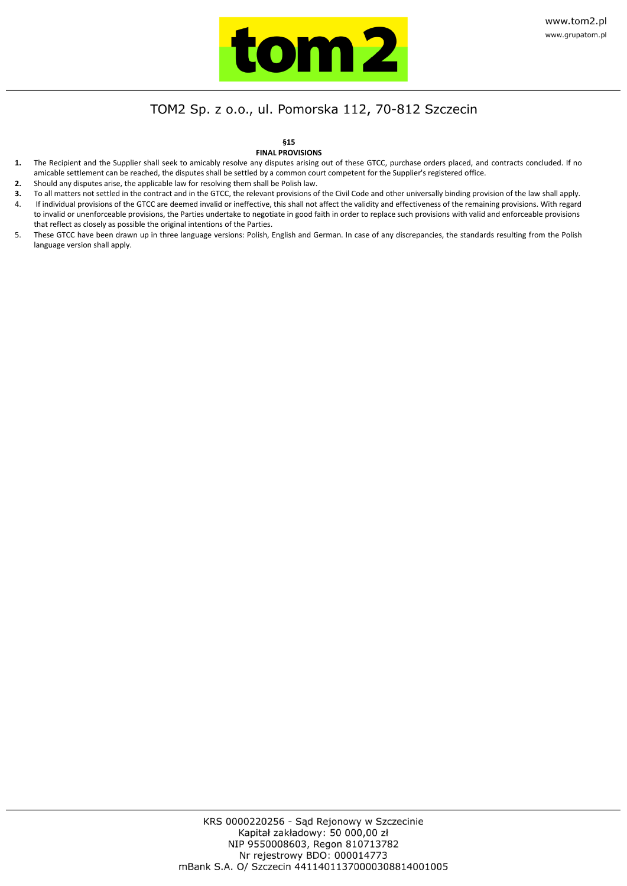## §15

### FINAL PROVISIONS

1. The Recipient and the Supplier shall seek to amicably resolve any disputes arising out of these GTCC, purchase orders placed, and contracts concluded. If no amicable settlement can be reached, the disputes shall be settled by a common court competent for the Supplier's registered office.
2. Should any disputes arise, the applicable law for resolving them shall be Polish law.
3. To all matters not settled in the contract and in the GTCC, the relevant provisions of the Civil Code and other universally binding provision of the law shall apply.
4. If individual provisions of the GTCC are deemed invalid or ineffective, this shall not affect the validity and effectiveness of the remaining provisions. With regard to invalid or unenforceable provisions, the Parties undertake to negotiate in good faith in order to replace such provisions with valid and enforceable provisions that reflect as closely as possible the original intentions of the Parties.
5. These GTCC have been drawn up in three language versions: Polish, English and German. In case of any discrepancies, the standards resulting from the Polish language version shall apply.